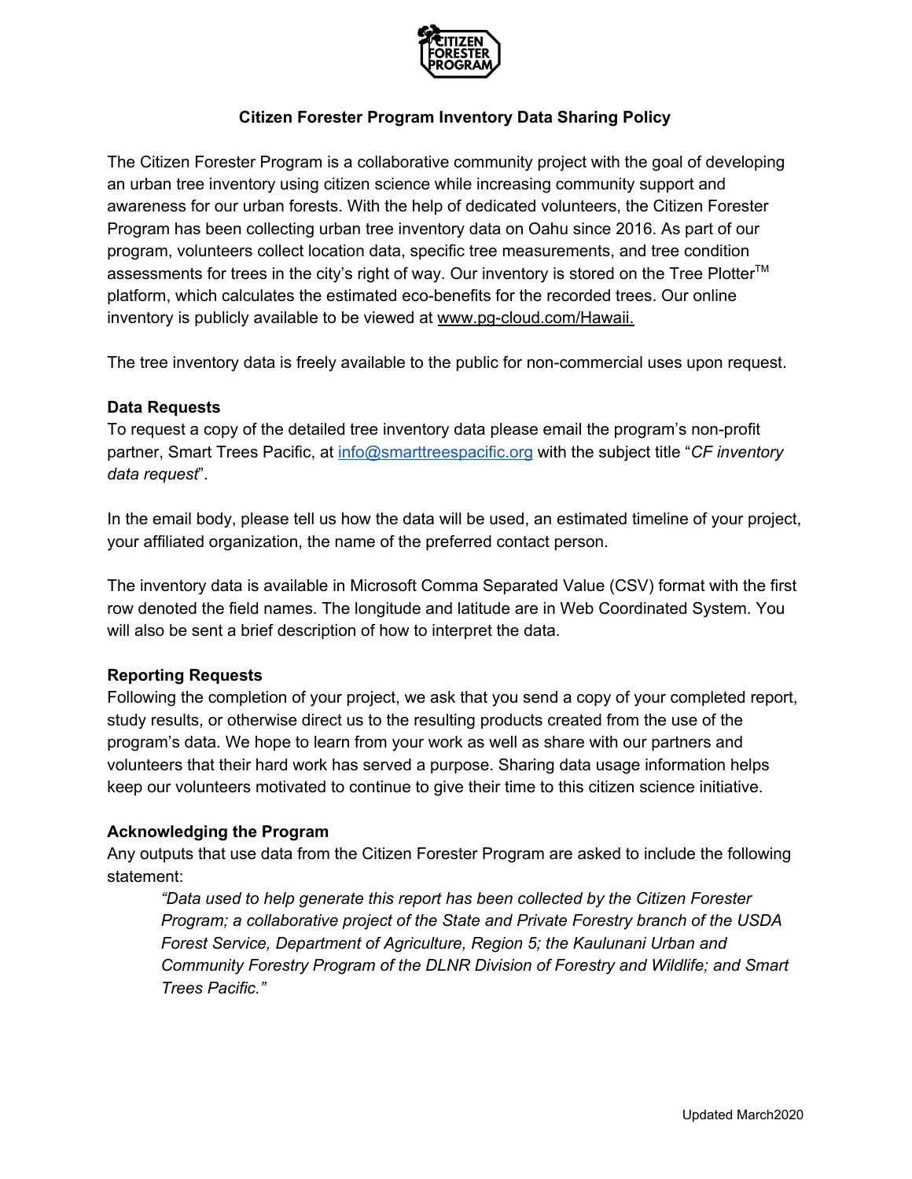# Citizen Forester Program Inventory Data Sharing Policy

The Citizen Forester Program is a collaborative community project with the goal of developing an urban tree inventory using citizen science while increasing community support and awareness for our urban forests. With the help of dedicated volunteers, the Citizen Forester Program has been collecting urban tree inventory data on Oahu since 2016. As part of our program, volunteers collect location data, specific tree measurements, and tree condition assessments for trees in the city's right of way. Our inventory is stored on the Tree Plotter™ platform, which calculates the estimated eco-benefits for the recorded trees. Our online inventory is publicly available to be viewed at www.pg-cloud.com/Hawaii.

The tree inventory data is freely available to the public for non-commercial uses upon request.

### Data Requests

To request a copy of the detailed tree inventory data please email the program's non-profit partner, Smart Trees Pacific, at info@smarttreespacific.org with the subject title "*CF inventory data request*".

In the email body, please tell us how the data will be used, an estimated timeline of your project, your affiliated organization, the name of the preferred contact person.

The inventory data is available in Microsoft Comma Separated Value (CSV) format with the first row denoted the field names. The longitude and latitude are in Web Coordinated System. You will also be sent a brief description of how to interpret the data.

### Reporting Requests

Following the completion of your project, we ask that you send a copy of your completed report, study results, or otherwise direct us to the resulting products created from the use of the program's data. We hope to learn from your work as well as share with our partners and volunteers that their hard work has served a purpose. Sharing data usage information helps keep our volunteers motivated to continue to give their time to this citizen science initiative.

### Acknowledging the Program

Any outputs that use data from the Citizen Forester Program are asked to include the following statement:

> *"Data used to help generate this report has been collected by the Citizen Forester Program; a collaborative project of the State and Private Forestry branch of the USDA Forest Service, Department of Agriculture, Region 5; the Kaulunani Urban and Community Forestry Program of the DLNR Division of Forestry and Wildlife; and Smart Trees Pacific."*

Updated March2020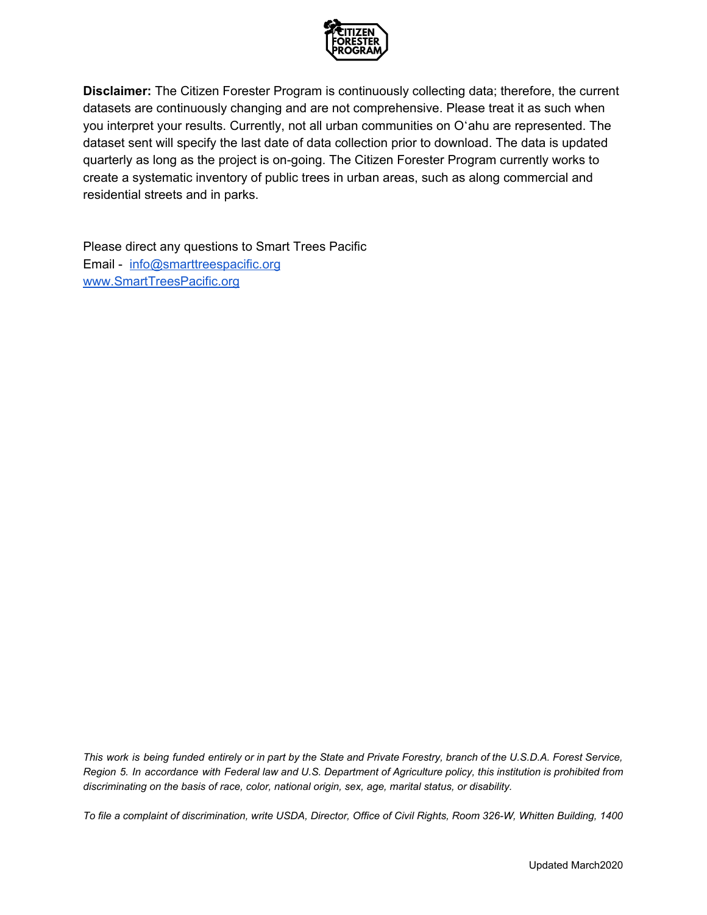**Disclaimer:** The Citizen Forester Program is continuously collecting data; therefore, the current datasets are continuously changing and are not comprehensive. Please treat it as such when you interpret your results. Currently, not all urban communities on Oʻahu are represented. The dataset sent will specify the last date of data collection prior to download. The data is updated quarterly as long as the project is on-going. The Citizen Forester Program currently works to create a systematic inventory of public trees in urban areas, such as along commercial and residential streets and in parks.

Please direct any questions to Smart Trees Pacific
Email - info@smarttreespacific.org
www.SmartTreesPacific.org

*This work is being funded entirely or in part by the State and Private Forestry, branch of the U.S.D.A. Forest Service, Region 5. In accordance with Federal law and U.S. Department of Agriculture policy, this institution is prohibited from discriminating on the basis of race, color, national origin, sex, age, marital status, or disability.*

*To file a complaint of discrimination, write USDA, Director, Office of Civil Rights, Room 326-W, Whitten Building, 1400*

Updated March2020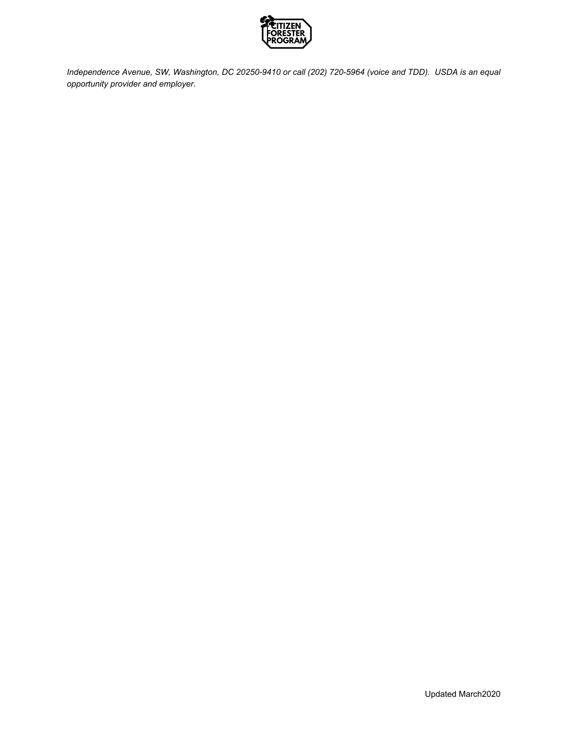*Independence Avenue, SW, Washington, DC 20250-9410 or call (202) 720-5964 (voice and TDD). USDA is an equal opportunity provider and employer.*

Updated March2020